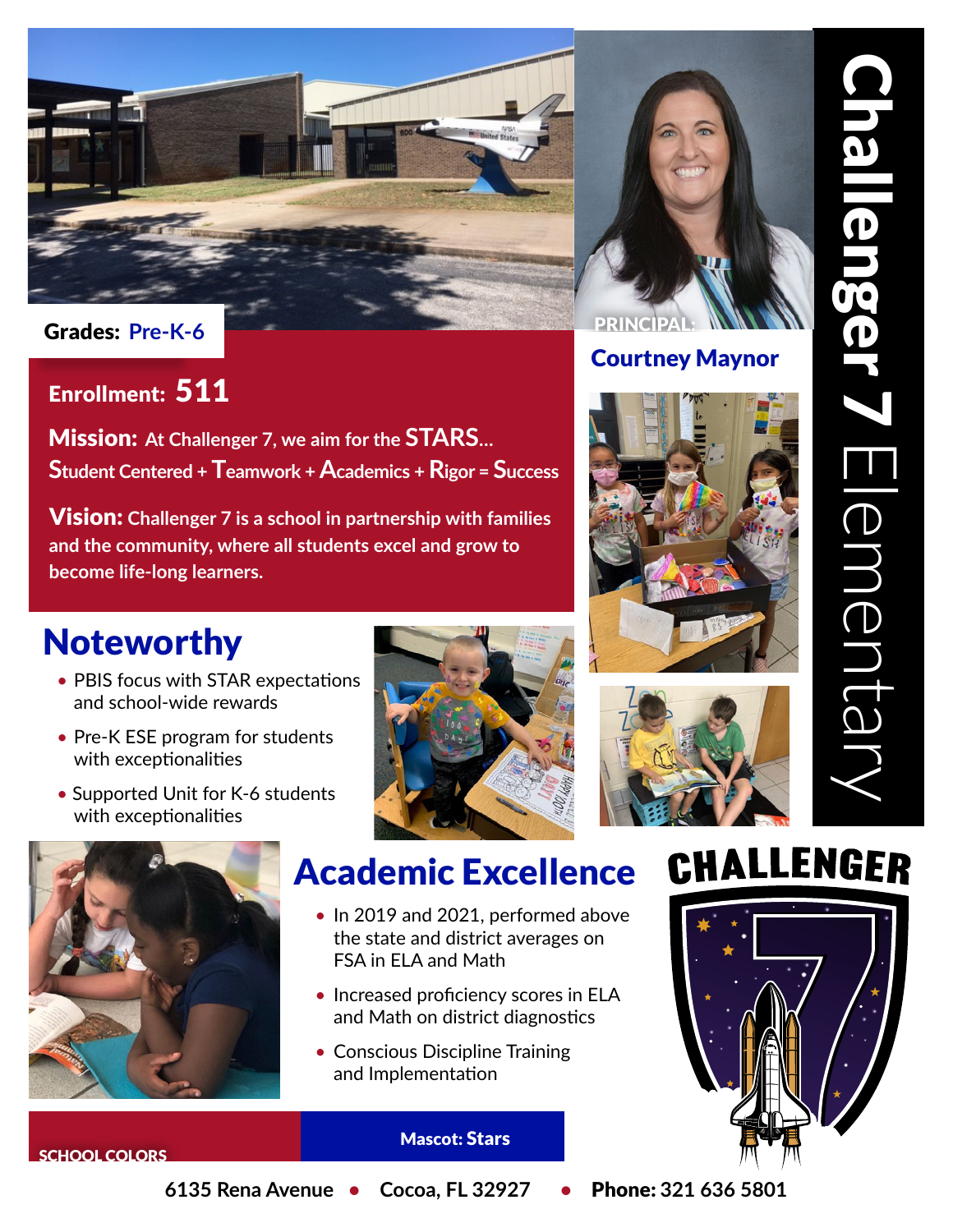# Challenger 7 Elementary

**Grades:** Pre-K-6

**PRINCIPAL:** Courtney Maynor

**Enrollment:** 511

**Mission:** At Challenger 7, we aim for the STARS...
Student Centered + Teamwork + Academics + Rigor = Success

**Vision:** Challenger 7 is a school in partnership with families and the community, where all students excel and grow to become life-long learners.

## Noteworthy

- PBIS focus with STAR expectations and school-wide rewards
- Pre-K ESE program for students with exceptionalities
- Supported Unit for K-6 students with exceptionalities

## Academic Excellence

- In 2019 and 2021, performed above the state and district averages on FSA in ELA and Math
- Increased proficiency scores in ELA and Math on district diagnostics
- Conscious Discipline Training and Implementation

CHALLENGER 7

SCHOOL COLORS

**Mascot: Stars**

**6135 Rena Avenue • Cocoa, FL 32927 • Phone: 321 636 5801**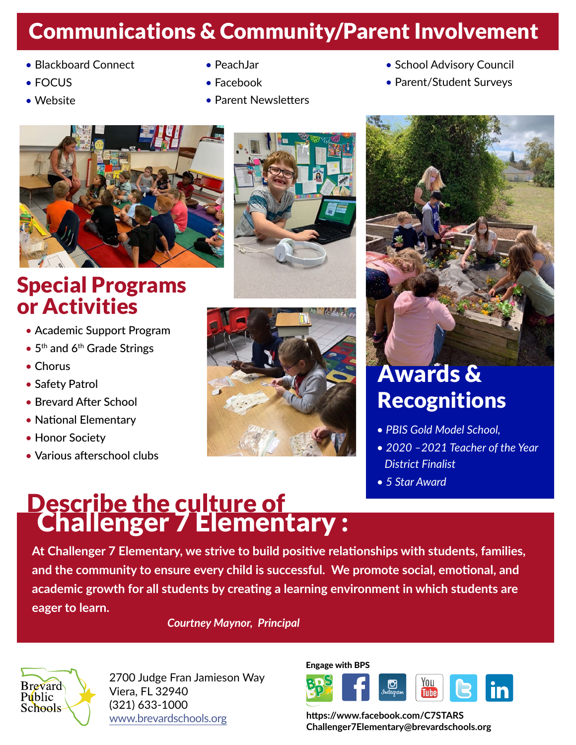# Communications & Community/Parent Involvement

- Blackboard Connect
- FOCUS
- Website
- PeachJar
- Facebook
- Parent Newsletters
- School Advisory Council
- Parent/Student Surveys

## Special Programs or Activities

- Academic Support Program
- 5th and 6th Grade Strings
- Chorus
- Safety Patrol
- Brevard After School
- National Elementary
- Honor Society
- Various afterschool clubs

## Awards & Recognitions

- *PBIS Gold Model School,*
- *2020 –2021 Teacher of the Year District Finalist*
- *5 Star Award*

## Describe the culture of Challenger 7 Elementary :

**At Challenger 7 Elementary, we strive to build positive relationships with students, families, and the community to ensure every child is successful. We promote social, emotional, and academic growth for all students by creating a learning environment in which students are eager to learn.**

***Courtney Maynor, Principal***

Brevard Public Schools

2700 Judge Fran Jamieson Way
Viera, FL 32940
(321) 633-1000
www.brevardschools.org

**Engage with BPS**

**https://www.facebook.com/C7STARS**
**Challenger7Elementary@brevardschools.org**